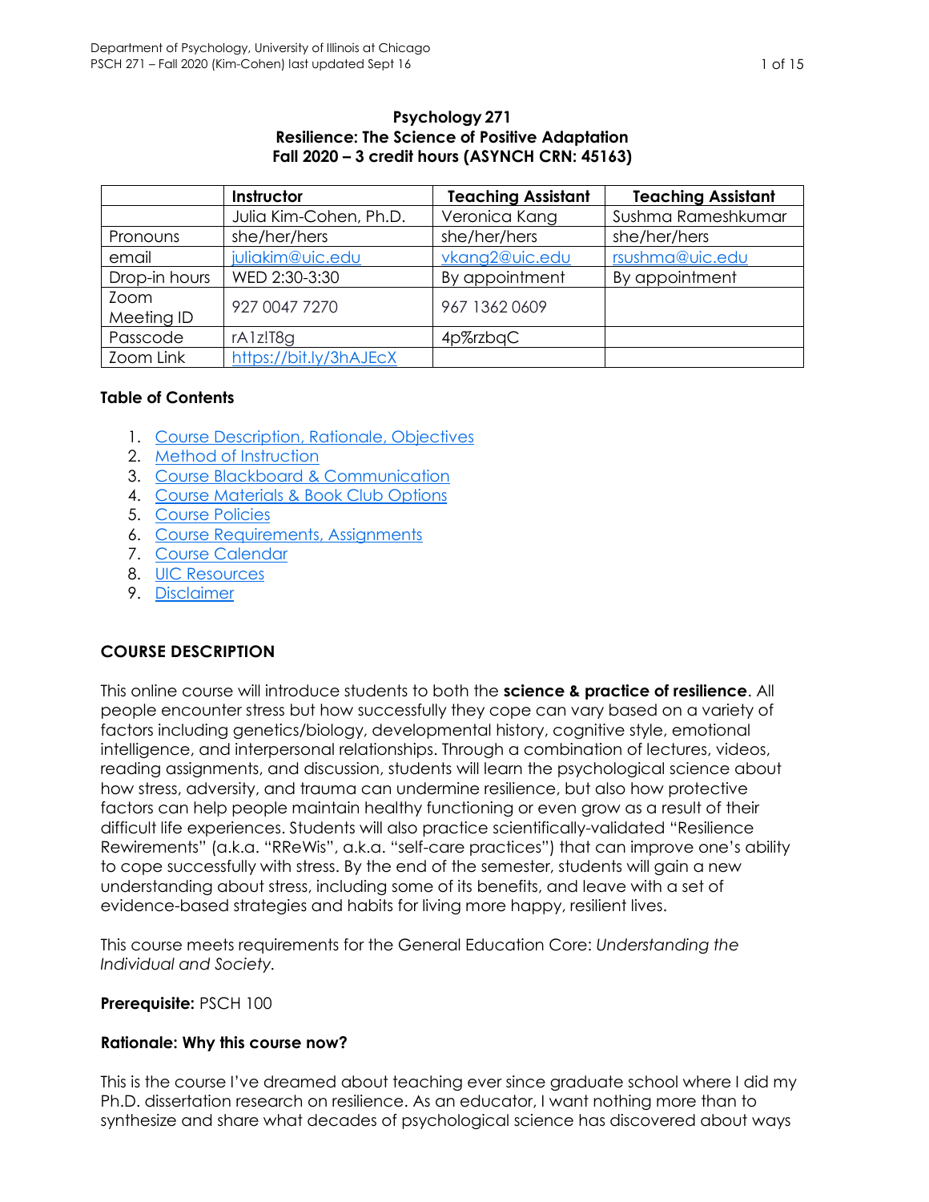**Psychology 271**
**Resilience: The Science of Positive Adaptation**
**Fall 2020 – 3 credit hours (ASYNCH CRN: 45163)**

| | Instructor | Teaching Assistant | Teaching Assistant |
|---|---|---|---|
| | Julia Kim-Cohen, Ph.D. | Veronica Kang | Sushma Rameshkumar |
| Pronouns | she/her/hers | she/her/hers | she/her/hers |
| email | juliakim@uic.edu | vkang2@uic.edu | rsushma@uic.edu |
| Drop-in hours | WED 2:30-3:30 | By appointment | By appointment |
| Zoom Meeting ID | 927 0047 7270 | 967 1362 0609 | |
| Passcode | rA1z!T8g | 4p%rzbqC | |
| Zoom Link | https://bit.ly/3hAJEcX | | |

**Table of Contents**

1. Course Description, Rationale, Objectives
2. Method of Instruction
3. Course Blackboard & Communication
4. Course Materials & Book Club Options
5. Course Policies
6. Course Requirements, Assignments
7. Course Calendar
8. UIC Resources
9. Disclaimer

## COURSE DESCRIPTION

This online course will introduce students to both the **science & practice of resilience**. All people encounter stress but how successfully they cope can vary based on a variety of factors including genetics/biology, developmental history, cognitive style, emotional intelligence, and interpersonal relationships. Through a combination of lectures, videos, reading assignments, and discussion, students will learn the psychological science about how stress, adversity, and trauma can undermine resilience, but also how protective factors can help people maintain healthy functioning or even grow as a result of their difficult life experiences. Students will also practice scientifically-validated "Resilience Rewirements" (a.k.a. "RReWis", a.k.a. "self-care practices") that can improve one's ability to cope successfully with stress. By the end of the semester, students will gain a new understanding about stress, including some of its benefits, and leave with a set of evidence-based strategies and habits for living more happy, resilient lives.

This course meets requirements for the General Education Core: *Understanding the Individual and Society.*

**Prerequisite:** PSCH 100

**Rationale: Why this course now?**

This is the course I've dreamed about teaching ever since graduate school where I did my Ph.D. dissertation research on resilience. As an educator, I want nothing more than to synthesize and share what decades of psychological science has discovered about ways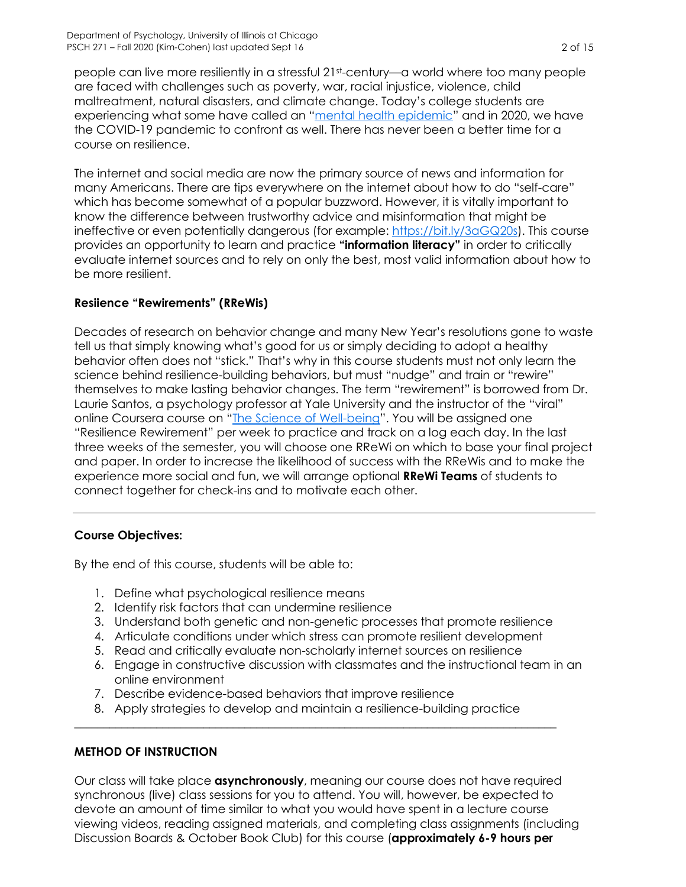people can live more resiliently in a stressful 21st-century—a world where too many people are faced with challenges such as poverty, war, racial injustice, violence, child maltreatment, natural disasters, and climate change. Today's college students are experiencing what some have called an "mental health epidemic" and in 2020, we have the COVID-19 pandemic to confront as well. There has never been a better time for a course on resilience.

The internet and social media are now the primary source of news and information for many Americans. There are tips everywhere on the internet about how to do "self-care" which has become somewhat of a popular buzzword. However, it is vitally important to know the difference between trustworthy advice and misinformation that might be ineffective or even potentially dangerous (for example: https://bit.ly/3aGQ20s). This course provides an opportunity to learn and practice **"information literacy"** in order to critically evaluate internet sources and to rely on only the best, most valid information about how to be more resilient.

**Resiience "Rewirements" (RReWis)**

Decades of research on behavior change and many New Year's resolutions gone to waste tell us that simply knowing what's good for us or simply deciding to adopt a healthy behavior often does not "stick." That's why in this course students must not only learn the science behind resilience-building behaviors, but must "nudge" and train or "rewire" themselves to make lasting behavior changes. The term "rewirement" is borrowed from Dr. Laurie Santos, a psychology professor at Yale University and the instructor of the "viral" online Coursera course on "The Science of Well-being". You will be assigned one "Resilience Rewirement" per week to practice and track on a log each day. In the last three weeks of the semester, you will choose one RReWi on which to base your final project and paper. In order to increase the likelihood of success with the RReWis and to make the experience more social and fun, we will arrange optional **RReWi Teams** of students to connect together for check-ins and to motivate each other.

---

**Course Objectives:**

By the end of this course, students will be able to:

1. Define what psychological resilience means
2. Identify risk factors that can undermine resilience
3. Understand both genetic and non-genetic processes that promote resilience
4. Articulate conditions under which stress can promote resilient development
5. Read and critically evaluate non-scholarly internet sources on resilience
6. Engage in constructive discussion with classmates and the instructional team in an online environment
7. Describe evidence-based behaviors that improve resilience
8. Apply strategies to develop and maintain a resilience-building practice

---

**METHOD OF INSTRUCTION**

Our class will take place **asynchronously**, meaning our course does not have required synchronous (live) class sessions for you to attend. You will, however, be expected to devote an amount of time similar to what you would have spent in a lecture course viewing videos, reading assigned materials, and completing class assignments (including Discussion Boards & October Book Club) for this course (**approximately 6-9 hours per**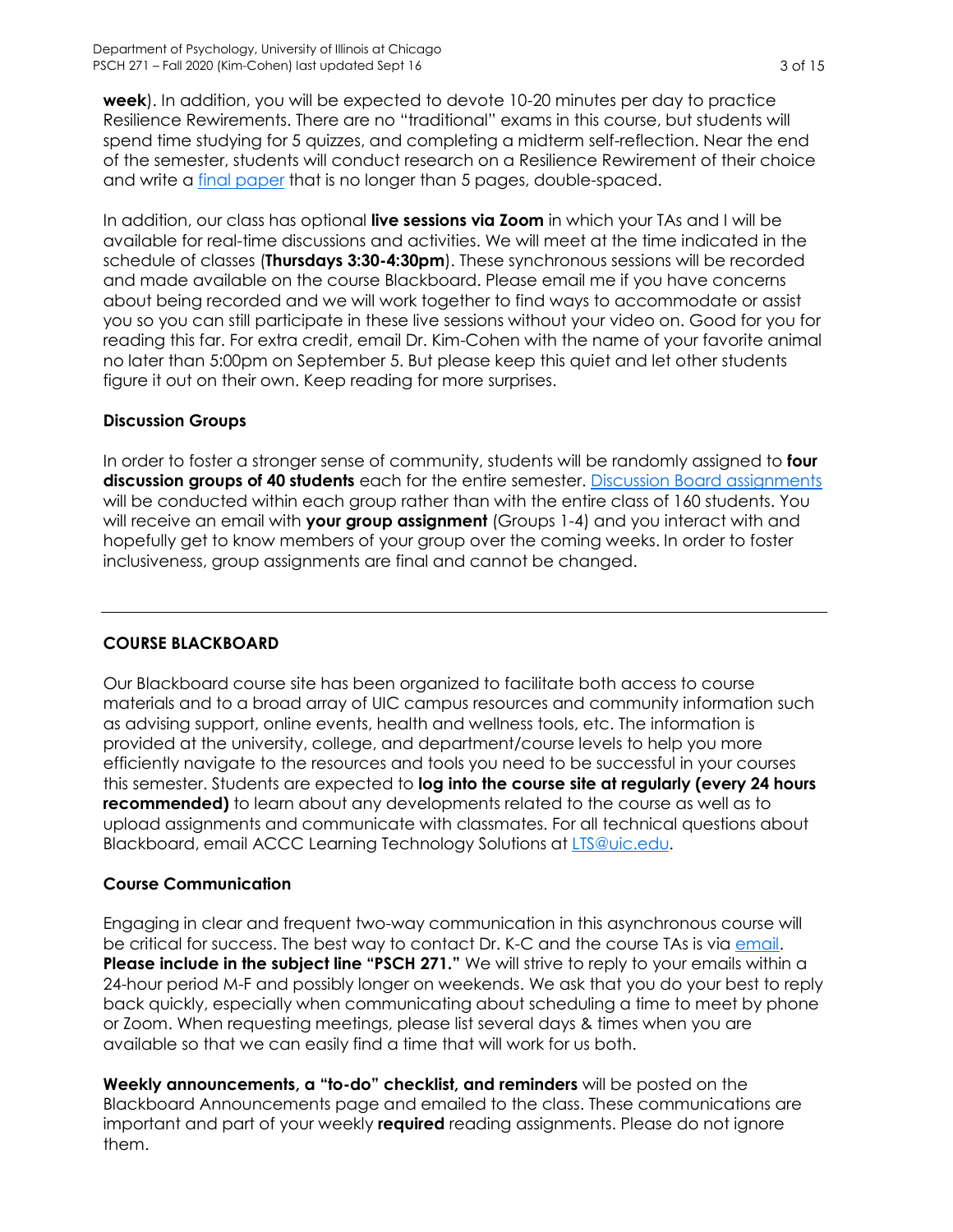**week**). In addition, you will be expected to devote 10-20 minutes per day to practice Resilience Rewirements. There are no "traditional" exams in this course, but students will spend time studying for 5 quizzes, and completing a midterm self-reflection. Near the end of the semester, students will conduct research on a Resilience Rewirement of their choice and write a final paper that is no longer than 5 pages, double-spaced.

In addition, our class has optional **live sessions via Zoom** in which your TAs and I will be available for real-time discussions and activities. We will meet at the time indicated in the schedule of classes (**Thursdays 3:30-4:30pm**). These synchronous sessions will be recorded and made available on the course Blackboard. Please email me if you have concerns about being recorded and we will work together to find ways to accommodate or assist you so you can still participate in these live sessions without your video on. Good for you for reading this far. For extra credit, email Dr. Kim-Cohen with the name of your favorite animal no later than 5:00pm on September 5. But please keep this quiet and let other students figure it out on their own. Keep reading for more surprises.

**Discussion Groups**

In order to foster a stronger sense of community, students will be randomly assigned to **four discussion groups of 40 students** each for the entire semester. Discussion Board assignments will be conducted within each group rather than with the entire class of 160 students. You will receive an email with **your group assignment** (Groups 1-4) and you interact with and hopefully get to know members of your group over the coming weeks. In order to foster inclusiveness, group assignments are final and cannot be changed.

---

## COURSE BLACKBOARD

Our Blackboard course site has been organized to facilitate both access to course materials and to a broad array of UIC campus resources and community information such as advising support, online events, health and wellness tools, etc. The information is provided at the university, college, and department/course levels to help you more efficiently navigate to the resources and tools you need to be successful in your courses this semester. Students are expected to **log into the course site at regularly (every 24 hours recommended)** to learn about any developments related to the course as well as to upload assignments and communicate with classmates. For all technical questions about Blackboard, email ACCC Learning Technology Solutions at LTS@uic.edu.

**Course Communication**

Engaging in clear and frequent two-way communication in this asynchronous course will be critical for success. The best way to contact Dr. K-C and the course TAs is via email. **Please include in the subject line "PSCH 271."** We will strive to reply to your emails within a 24-hour period M-F and possibly longer on weekends. We ask that you do your best to reply back quickly, especially when communicating about scheduling a time to meet by phone or Zoom. When requesting meetings, please list several days & times when you are available so that we can easily find a time that will work for us both.

**Weekly announcements, a "to-do" checklist, and reminders** will be posted on the Blackboard Announcements page and emailed to the class. These communications are important and part of your weekly **required** reading assignments. Please do not ignore them.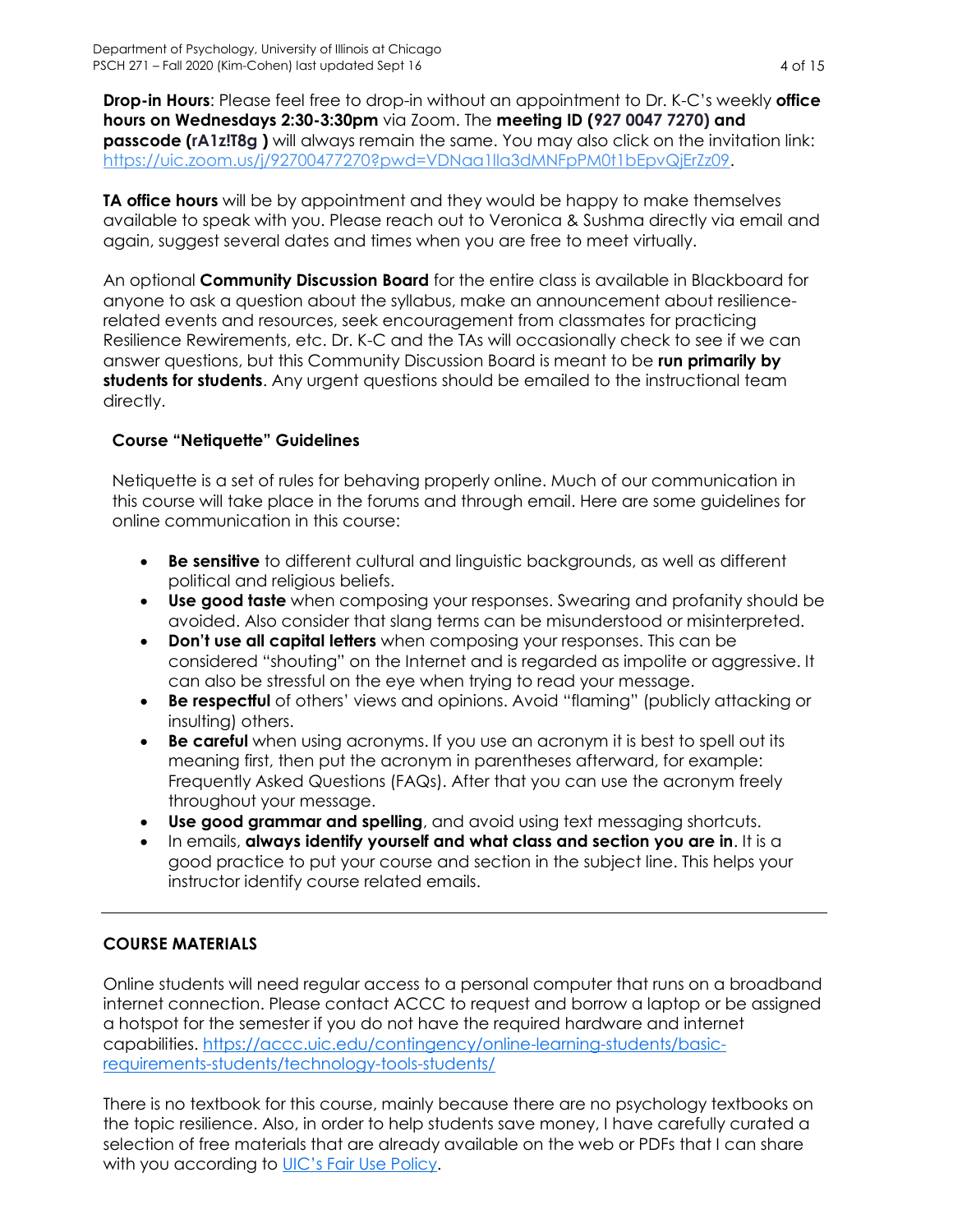**Drop-in Hours**: Please feel free to drop-in without an appointment to Dr. K-C's weekly **office hours on Wednesdays 2:30-3:30pm** via Zoom. The **meeting ID (927 0047 7270) and passcode (rA1z!T8g )** will always remain the same. You may also click on the invitation link: [https://uic.zoom.us/j/92700477270?pwd=VDNaa1lla3dMNFpPM0t1bEpvQjErZz09](https://uic.zoom.us/j/92700477270?pwd=VDNaa1lla3dMNFpPM0t1bEpvQjErZz09).

**TA office hours** will be by appointment and they would be happy to make themselves available to speak with you. Please reach out to Veronica & Sushma directly via email and again, suggest several dates and times when you are free to meet virtually.

An optional **Community Discussion Board** for the entire class is available in Blackboard for anyone to ask a question about the syllabus, make an announcement about resilience-related events and resources, seek encouragement from classmates for practicing Resilience Rewirements, etc. Dr. K-C and the TAs will occasionally check to see if we can answer questions, but this Community Discussion Board is meant to be **run primarily by students for students**. Any urgent questions should be emailed to the instructional team directly.

### Course "Netiquette" Guidelines

Netiquette is a set of rules for behaving properly online. Much of our communication in this course will take place in the forums and through email. Here are some guidelines for online communication in this course:

- **Be sensitive** to different cultural and linguistic backgrounds, as well as different political and religious beliefs.
- **Use good taste** when composing your responses. Swearing and profanity should be avoided. Also consider that slang terms can be misunderstood or misinterpreted.
- **Don't use all capital letters** when composing your responses. This can be considered "shouting" on the Internet and is regarded as impolite or aggressive. It can also be stressful on the eye when trying to read your message.
- **Be respectful** of others' views and opinions. Avoid "flaming" (publicly attacking or insulting) others.
- **Be careful** when using acronyms. If you use an acronym it is best to spell out its meaning first, then put the acronym in parentheses afterward, for example: Frequently Asked Questions (FAQs). After that you can use the acronym freely throughout your message.
- **Use good grammar and spelling**, and avoid using text messaging shortcuts.
- In emails, **always identify yourself and what class and section you are in**. It is a good practice to put your course and section in the subject line. This helps your instructor identify course related emails.

---

## COURSE MATERIALS

Online students will need regular access to a personal computer that runs on a broadband internet connection. Please contact ACCC to request and borrow a laptop or be assigned a hotspot for the semester if you do not have the required hardware and internet capabilities. [https://accc.uic.edu/contingency/online-learning-students/basic-requirements-students/technology-tools-students/](https://accc.uic.edu/contingency/online-learning-students/basic-requirements-students/technology-tools-students/)

There is no textbook for this course, mainly because there are no psychology textbooks on the topic resilience. Also, in order to help students save money, I have carefully curated a selection of free materials that are already available on the web or PDFs that I can share with you according to UIC's Fair Use Policy.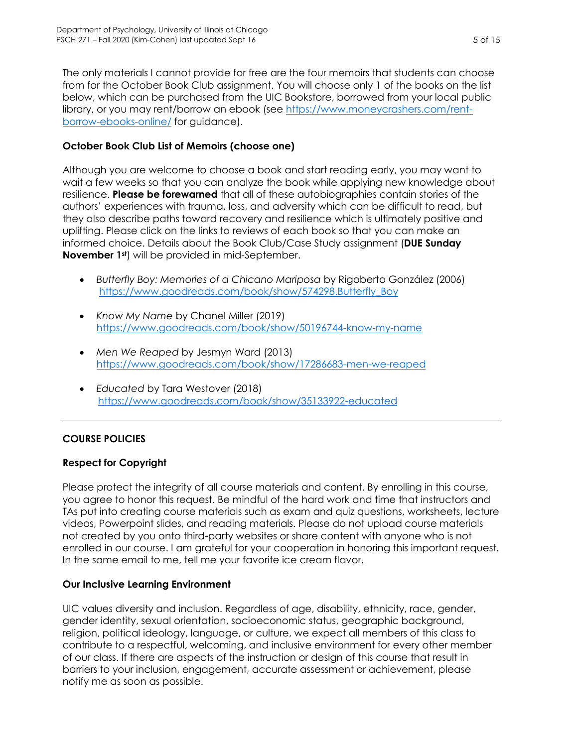The only materials I cannot provide for free are the four memoirs that students can choose from for the October Book Club assignment. You will choose only 1 of the books on the list below, which can be purchased from the UIC Bookstore, borrowed from your local public library, or you may rent/borrow an ebook (see [https://www.moneycrashers.com/rent-borrow-ebooks-online/](https://www.moneycrashers.com/rent-borrow-ebooks-online/) for guidance).

### October Book Club List of Memoirs (choose one)

Although you are welcome to choose a book and start reading early, you may want to wait a few weeks so that you can analyze the book while applying new knowledge about resilience. **Please be forewarned** that all of these autobiographies contain stories of the authors' experiences with trauma, loss, and adversity which can be difficult to read, but they also describe paths toward recovery and resilience which is ultimately positive and uplifting. Please click on the links to reviews of each book so that you can make an informed choice. Details about the Book Club/Case Study assignment (**DUE Sunday November 1st**) will be provided in mid-September.

- *Butterfly Boy: Memories of a Chicano Mariposa* by Rigoberto González (2006)
  [https://www.goodreads.com/book/show/574298.Butterfly_Boy](https://www.goodreads.com/book/show/574298.Butterfly_Boy)
- *Know My Name* by Chanel Miller (2019)
  [https://www.goodreads.com/book/show/50196744-know-my-name](https://www.goodreads.com/book/show/50196744-know-my-name)
- *Men We Reaped* by Jesmyn Ward (2013)
  [https://www.goodreads.com/book/show/17286683-men-we-reaped](https://www.goodreads.com/book/show/17286683-men-we-reaped)
- *Educated* by Tara Westover (2018)
  [https://www.goodreads.com/book/show/35133922-educated](https://www.goodreads.com/book/show/35133922-educated)

---

## COURSE POLICIES

### Respect for Copyright

Please protect the integrity of all course materials and content. By enrolling in this course, you agree to honor this request. Be mindful of the hard work and time that instructors and TAs put into creating course materials such as exam and quiz questions, worksheets, lecture videos, Powerpoint slides, and reading materials. Please do not upload course materials not created by you onto third-party websites or share content with anyone who is not enrolled in our course. I am grateful for your cooperation in honoring this important request. In the same email to me, tell me your favorite ice cream flavor.

### Our Inclusive Learning Environment

UIC values diversity and inclusion. Regardless of age, disability, ethnicity, race, gender, gender identity, sexual orientation, socioeconomic status, geographic background, religion, political ideology, language, or culture, we expect all members of this class to contribute to a respectful, welcoming, and inclusive environment for every other member of our class. If there are aspects of the instruction or design of this course that result in barriers to your inclusion, engagement, accurate assessment or achievement, please notify me as soon as possible.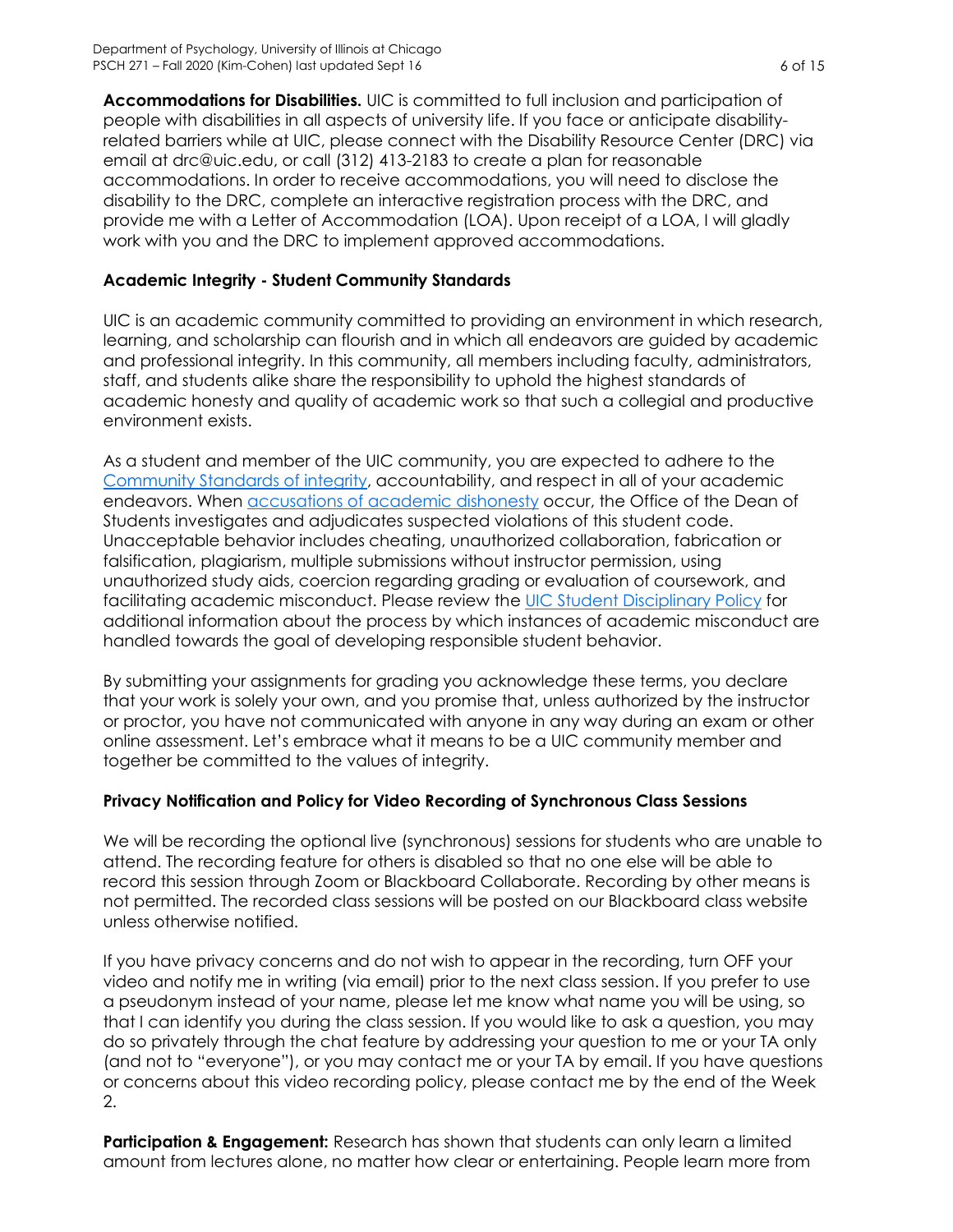**Accommodations for Disabilities.** UIC is committed to full inclusion and participation of people with disabilities in all aspects of university life. If you face or anticipate disability-related barriers while at UIC, please connect with the Disability Resource Center (DRC) via email at drc@uic.edu, or call (312) 413-2183 to create a plan for reasonable accommodations. In order to receive accommodations, you will need to disclose the disability to the DRC, complete an interactive registration process with the DRC, and provide me with a Letter of Accommodation (LOA). Upon receipt of a LOA, I will gladly work with you and the DRC to implement approved accommodations.

### Academic Integrity - Student Community Standards

UIC is an academic community committed to providing an environment in which research, learning, and scholarship can flourish and in which all endeavors are guided by academic and professional integrity. In this community, all members including faculty, administrators, staff, and students alike share the responsibility to uphold the highest standards of academic honesty and quality of academic work so that such a collegial and productive environment exists.

As a student and member of the UIC community, you are expected to adhere to the Community Standards of integrity, accountability, and respect in all of your academic endeavors. When accusations of academic dishonesty occur, the Office of the Dean of Students investigates and adjudicates suspected violations of this student code. Unacceptable behavior includes cheating, unauthorized collaboration, fabrication or falsification, plagiarism, multiple submissions without instructor permission, using unauthorized study aids, coercion regarding grading or evaluation of coursework, and facilitating academic misconduct. Please review the UIC Student Disciplinary Policy for additional information about the process by which instances of academic misconduct are handled towards the goal of developing responsible student behavior.

By submitting your assignments for grading you acknowledge these terms, you declare that your work is solely your own, and you promise that, unless authorized by the instructor or proctor, you have not communicated with anyone in any way during an exam or other online assessment. Let's embrace what it means to be a UIC community member and together be committed to the values of integrity.

### Privacy Notification and Policy for Video Recording of Synchronous Class Sessions

We will be recording the optional live (synchronous) sessions for students who are unable to attend. The recording feature for others is disabled so that no one else will be able to record this session through Zoom or Blackboard Collaborate. Recording by other means is not permitted. The recorded class sessions will be posted on our Blackboard class website unless otherwise notified.

If you have privacy concerns and do not wish to appear in the recording, turn OFF your video and notify me in writing (via email) prior to the next class session. If you prefer to use a pseudonym instead of your name, please let me know what name you will be using, so that I can identify you during the class session. If you would like to ask a question, you may do so privately through the chat feature by addressing your question to me or your TA only (and not to "everyone"), or you may contact me or your TA by email. If you have questions or concerns about this video recording policy, please contact me by the end of the Week 2.

**Participation & Engagement:** Research has shown that students can only learn a limited amount from lectures alone, no matter how clear or entertaining. People learn more from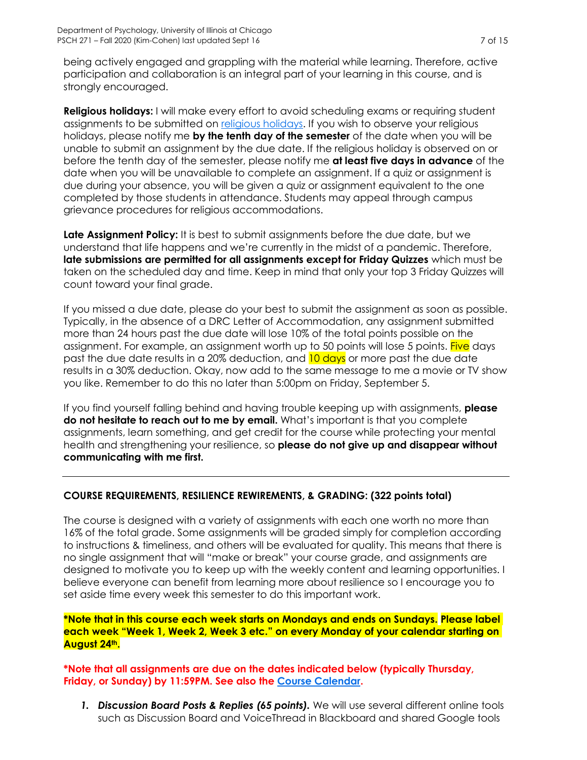being actively engaged and grappling with the material while learning. Therefore, active participation and collaboration is an integral part of your learning in this course, and is strongly encouraged.

**Religious holidays:** I will make every effort to avoid scheduling exams or requiring student assignments to be submitted on religious holidays. If you wish to observe your religious holidays, please notify me **by the tenth day of the semester** of the date when you will be unable to submit an assignment by the due date. If the religious holiday is observed on or before the tenth day of the semester, please notify me **at least five days in advance** of the date when you will be unavailable to complete an assignment. If a quiz or assignment is due during your absence, you will be given a quiz or assignment equivalent to the one completed by those students in attendance. Students may appeal through campus grievance procedures for religious accommodations.

**Late Assignment Policy:** It is best to submit assignments before the due date, but we understand that life happens and we're currently in the midst of a pandemic. Therefore, **late submissions are permitted for all assignments except for Friday Quizzes** which must be taken on the scheduled day and time. Keep in mind that only your top 3 Friday Quizzes will count toward your final grade.

If you missed a due date, please do your best to submit the assignment as soon as possible. Typically, in the absence of a DRC Letter of Accommodation, any assignment submitted more than 24 hours past the due date will lose 10% of the total points possible on the assignment. For example, an assignment worth up to 50 points will lose 5 points. Five days past the due date results in a 20% deduction, and 10 days or more past the due date results in a 30% deduction. Okay, now add to the same message to me a movie or TV show you like. Remember to do this no later than 5:00pm on Friday, September 5.

If you find yourself falling behind and having trouble keeping up with assignments, **please do not hesitate to reach out to me by email.** What's important is that you complete assignments, learn something, and get credit for the course while protecting your mental health and strengthening your resilience, so **please do not give up and disappear without communicating with me first.**

---

**COURSE REQUIREMENTS, RESILIENCE REWIREMENTS, & GRADING: (322 points total)**

The course is designed with a variety of assignments with each one worth no more than 16% of the total grade. Some assignments will be graded simply for completion according to instructions & timeliness, and others will be evaluated for quality. This means that there is no single assignment that will "make or break" your course grade, and assignments are designed to motivate you to keep up with the weekly content and learning opportunities. I believe everyone can benefit from learning more about resilience so I encourage you to set aside time every week this semester to do this important work.

**\*Note that in this course each week starts on Mondays and ends on Sundays. Please label each week "Week 1, Week 2, Week 3 etc." on every Monday of your calendar starting on August 24th.**

**\*Note that all assignments are due on the dates indicated below (typically Thursday, Friday, or Sunday) by 11:59PM. See also the Course Calendar.**

1. ***Discussion Board Posts & Replies (65 points).*** We will use several different online tools such as Discussion Board and VoiceThread in Blackboard and shared Google tools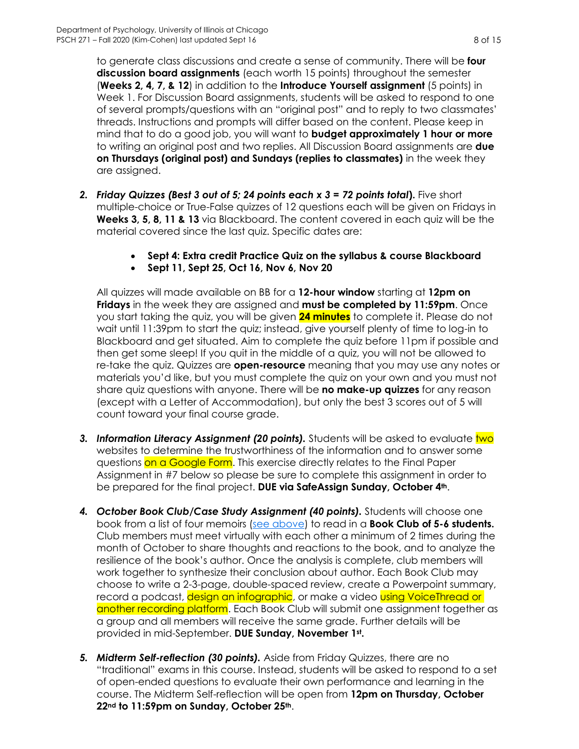to generate class discussions and create a sense of community. There will be **four discussion board assignments** (each worth 15 points) throughout the semester (**Weeks 2, 4, 7, & 12**) in addition to the **Introduce Yourself assignment** (5 points) in Week 1. For Discussion Board assignments, students will be asked to respond to one of several prompts/questions with an "original post" and to reply to two classmates' threads. Instructions and prompts will differ based on the content. Please keep in mind that to do a good job, you will want to **budget approximately 1 hour or more** to writing an original post and two replies. All Discussion Board assignments are **due on Thursdays (original post) and Sundays (replies to classmates)** in the week they are assigned.

2. ***Friday Quizzes (Best 3 out of 5; 24 points each x 3 = 72 points total).*** Five short multiple-choice or True-False quizzes of 12 questions each will be given on Fridays in **Weeks 3, 5, 8, 11 & 13** via Blackboard. The content covered in each quiz will be the material covered since the last quiz. Specific dates are:

    - **Sept 4: Extra credit Practice Quiz on the syllabus & course Blackboard**
    - **Sept 11, Sept 25, Oct 16, Nov 6, Nov 20**

    All quizzes will made available on BB for a **12-hour window** starting at **12pm on Fridays** in the week they are assigned and **must be completed by 11:59pm**. Once you start taking the quiz, you will be given **24 minutes** to complete it. Please do not wait until 11:39pm to start the quiz; instead, give yourself plenty of time to log-in to Blackboard and get situated. Aim to complete the quiz before 11pm if possible and then get some sleep! If you quit in the middle of a quiz, you will not be allowed to re-take the quiz. Quizzes are **open-resource** meaning that you may use any notes or materials you'd like, but you must complete the quiz on your own and you must not share quiz questions with anyone. There will be **no make-up quizzes** for any reason (except with a Letter of Accommodation), but only the best 3 scores out of 5 will count toward your final course grade.

3. ***Information Literacy Assignment (20 points).*** Students will be asked to evaluate two websites to determine the trustworthiness of the information and to answer some questions on a Google Form. This exercise directly relates to the Final Paper Assignment in #7 below so please be sure to complete this assignment in order to be prepared for the final project. **DUE via SafeAssign Sunday, October 4th**.

4. ***October Book Club/Case Study Assignment (40 points).*** Students will choose one book from a list of four memoirs ([see above]) to read in a **Book Club of 5-6 students.** Club members must meet virtually with each other a minimum of 2 times during the month of October to share thoughts and reactions to the book, and to analyze the resilience of the book's author. Once the analysis is complete, club members will work together to synthesize their conclusion about author. Each Book Club may choose to write a 2-3-page, double-spaced review, create a Powerpoint summary, record a podcast, design an infographic, or make a video using VoiceThread or another recording platform. Each Book Club will submit one assignment together as a group and all members will receive the same grade. Further details will be provided in mid-September. **DUE Sunday, November 1st.**

5. ***Midterm Self-reflection (30 points).*** Aside from Friday Quizzes, there are no "traditional" exams in this course. Instead, students will be asked to respond to a set of open-ended questions to evaluate their own performance and learning in the course. The Midterm Self-reflection will be open from **12pm on Thursday, October 22nd to 11:59pm on Sunday, October 25th**.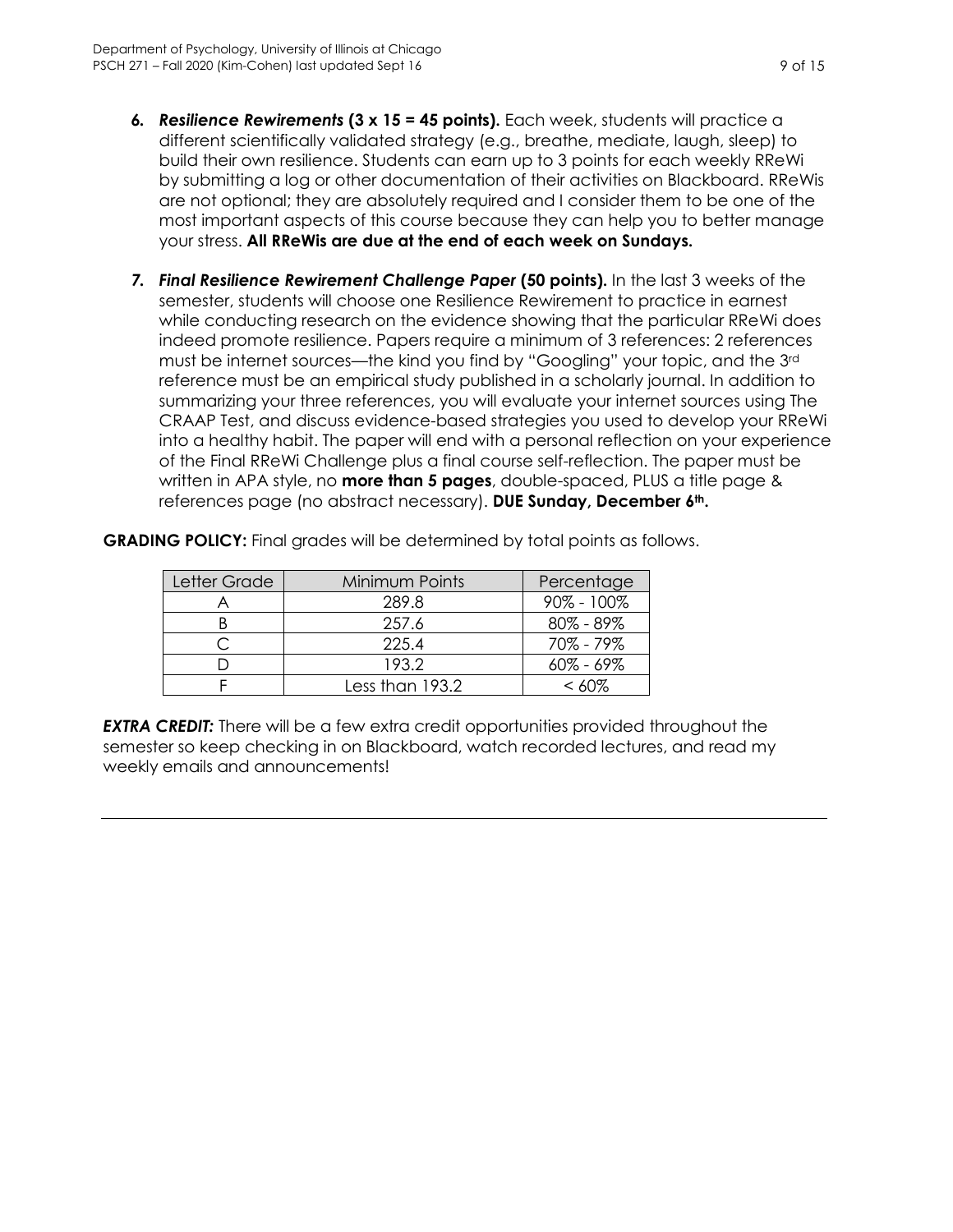6. ***Resilience Rewirements* (3 x 15 = 45 points).** Each week, students will practice a different scientifically validated strategy (e.g., breathe, mediate, laugh, sleep) to build their own resilience. Students can earn up to 3 points for each weekly RReWi by submitting a log or other documentation of their activities on Blackboard. RReWis are not optional; they are absolutely required and I consider them to be one of the most important aspects of this course because they can help you to better manage your stress. **All RReWis are due at the end of each week on Sundays.**

7. ***Final Resilience Rewirement Challenge Paper* (50 points).** In the last 3 weeks of the semester, students will choose one Resilience Rewirement to practice in earnest while conducting research on the evidence showing that the particular RReWi does indeed promote resilience. Papers require a minimum of 3 references: 2 references must be internet sources—the kind you find by "Googling" your topic, and the 3rd reference must be an empirical study published in a scholarly journal. In addition to summarizing your three references, you will evaluate your internet sources using The CRAAP Test, and discuss evidence-based strategies you used to develop your RReWi into a healthy habit. The paper will end with a personal reflection on your experience of the Final RReWi Challenge plus a final course self-reflection. The paper must be written in APA style, no **more than 5 pages**, double-spaced, PLUS a title page & references page (no abstract necessary). **DUE Sunday, December 6th.**

**GRADING POLICY:** Final grades will be determined by total points as follows.

| Letter Grade | Minimum Points | Percentage |
|---|---|---|
| A | 289.8 | 90% - 100% |
| B | 257.6 | 80% - 89% |
| C | 225.4 | 70% - 79% |
| D | 193.2 | 60% - 69% |
| F | Less than 193.2 | < 60% |

***EXTRA CREDIT:*** There will be a few extra credit opportunities provided throughout the semester so keep checking in on Blackboard, watch recorded lectures, and read my weekly emails and announcements!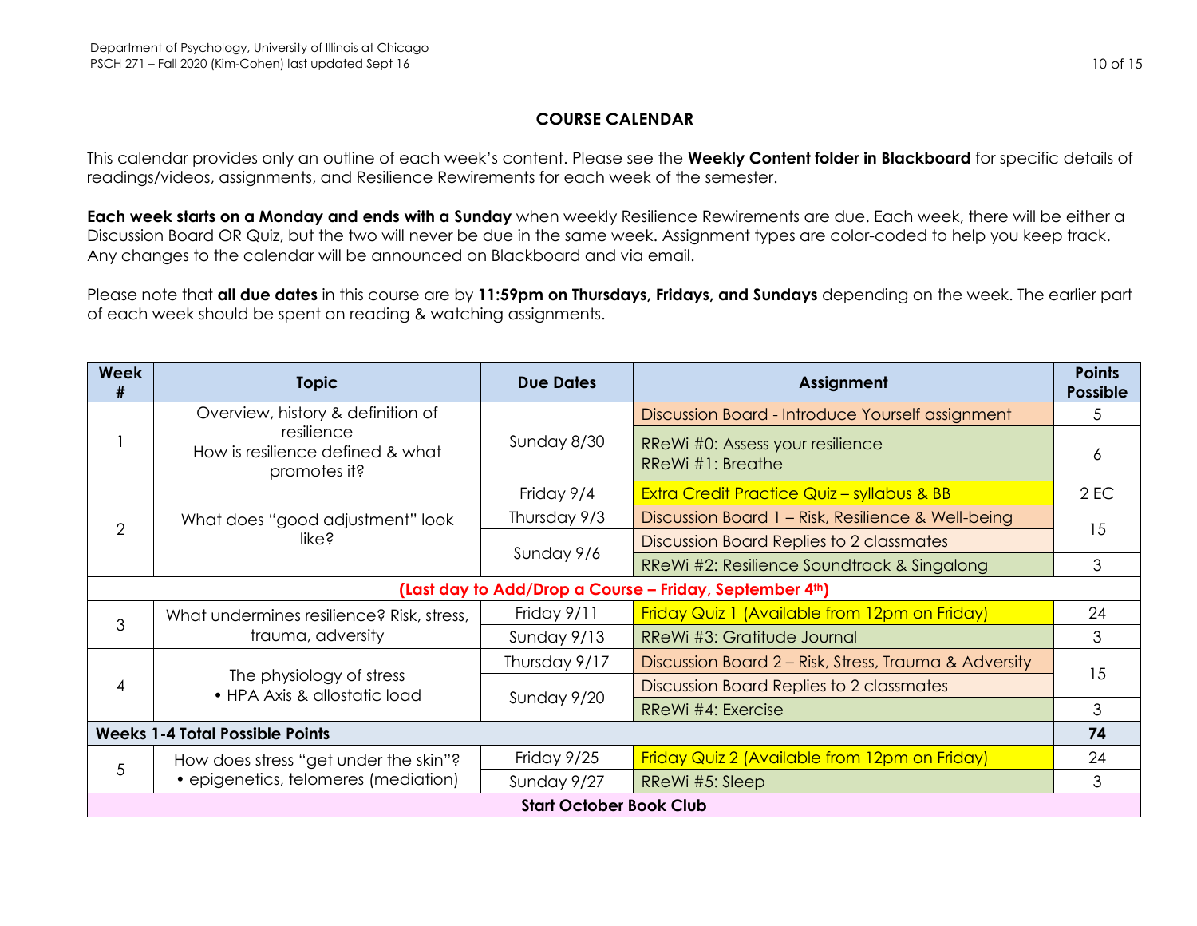## COURSE CALENDAR

This calendar provides only an outline of each week's content. Please see the **Weekly Content folder in Blackboard** for specific details of readings/videos, assignments, and Resilience Rewirements for each week of the semester.

**Each week starts on a Monday and ends with a Sunday** when weekly Resilience Rewirements are due. Each week, there will be either a Discussion Board OR Quiz, but the two will never be due in the same week. Assignment types are color-coded to help you keep track. Any changes to the calendar will be announced on Blackboard and via email.

Please note that **all due dates** in this course are by **11:59pm on Thursdays, Fridays, and Sundays** depending on the week. The earlier part of each week should be spent on reading & watching assignments.

| Week # | Topic | Due Dates | Assignment | Points Possible |
|---|---|---|---|---|
| 1 | Overview, history & definition of resilience<br>How is resilience defined & what promotes it? | Sunday 8/30 | Discussion Board - Introduce Yourself assignment | 5 |
| | | | RReWi #0: Assess your resilience<br>RReWi #1: Breathe | 6 |
| 2 | What does "good adjustment" look like? | Friday 9/4 | Extra Credit Practice Quiz – syllabus & BB | 2 EC |
| | | Thursday 9/3 | Discussion Board 1 – Risk, Resilience & Well-being | 15 |
| | | Sunday 9/6 | Discussion Board Replies to 2 classmates | |
| | | | RReWi #2: Resilience Soundtrack & Singalong | 3 |
| **(Last day to Add/Drop a Course – Friday, September 4th)** | | | | |
| 3 | What undermines resilience? Risk, stress, trauma, adversity | Friday 9/11 | Friday Quiz 1 (Available from 12pm on Friday) | 24 |
| | | Sunday 9/13 | RReWi #3: Gratitude Journal | 3 |
| 4 | The physiology of stress<br>• HPA Axis & allostatic load | Thursday 9/17 | Discussion Board 2 – Risk, Stress, Trauma & Adversity | 15 |
| | | Sunday 9/20 | Discussion Board Replies to 2 classmates | |
| | | | RReWi #4: Exercise | 3 |
| **Weeks 1-4 Total Possible Points** | | | | **74** |
| 5 | How does stress "get under the skin"?<br>• epigenetics, telomeres (mediation) | Friday 9/25 | Friday Quiz 2 (Available from 12pm on Friday) | 24 |
| | | Sunday 9/27 | RReWi #5: Sleep | 3 |
| **Start October Book Club** | | | | |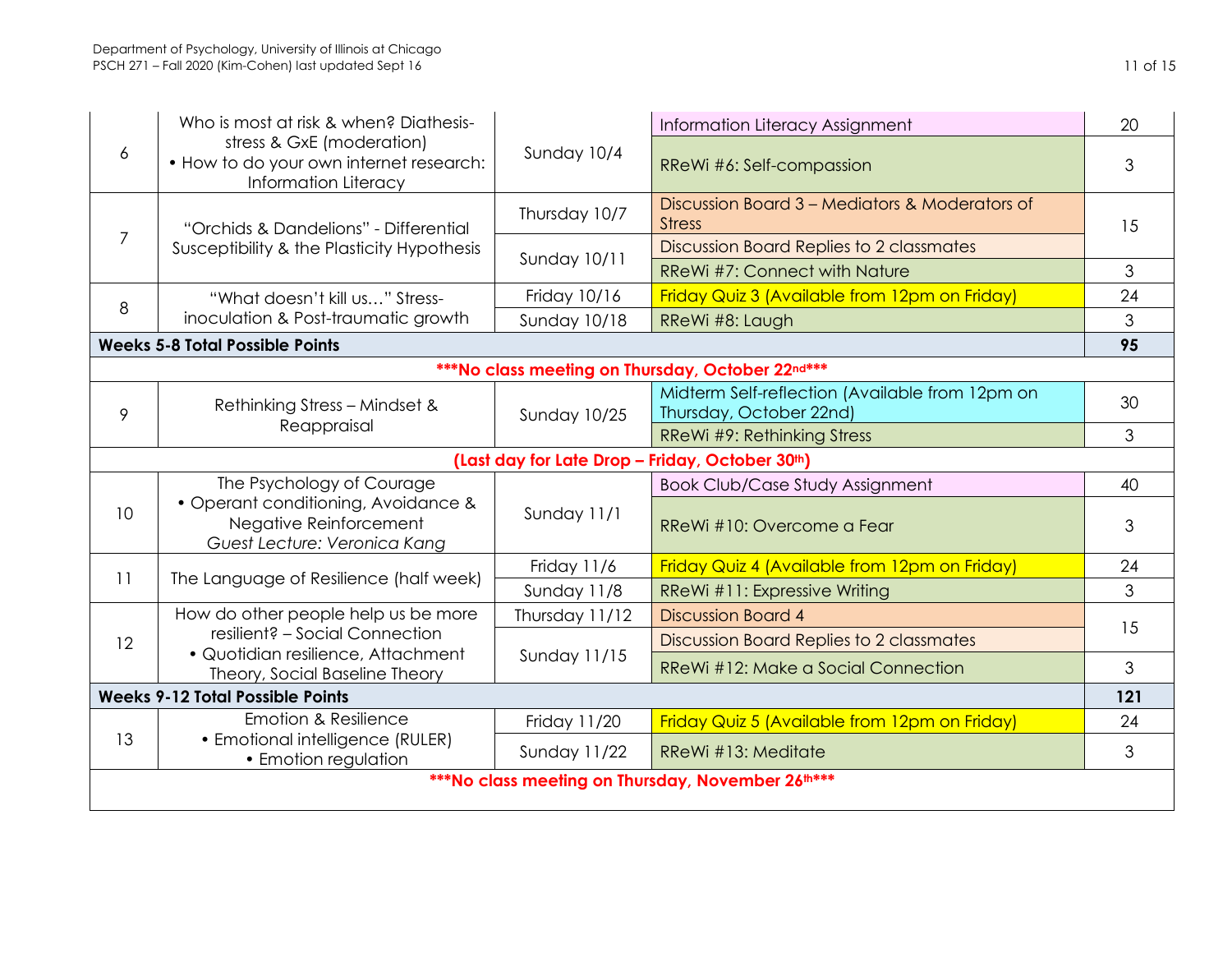| Week | Topic | Due Date | Assignment | Points |
|---|---|---|---|---|
| 6 | Who is most at risk & when? Diathesis-stress & GxE (moderation) • How to do your own internet research: Information Literacy | Sunday 10/4 | Information Literacy Assignment | 20 |
| | | | RReWi #6: Self-compassion | 3 |
| 7 | "Orchids & Dandelions" - Differential Susceptibility & the Plasticity Hypothesis | Thursday 10/7 | Discussion Board 3 – Mediators & Moderators of Stress | 15 |
| | | Sunday 10/11 | Discussion Board Replies to 2 classmates | |
| | | | RReWi #7: Connect with Nature | 3 |
| 8 | "What doesn't kill us…" Stress-inoculation & Post-traumatic growth | Friday 10/16 | Friday Quiz 3 (Available from 12pm on Friday) | 24 |
| | | Sunday 10/18 | RReWi #8: Laugh | 3 |
| **Weeks 5-8 Total Possible Points** | | | | **95** |
| | | **\*\*\*No class meeting on Thursday, October 22nd\*\*\*** | | |
| 9 | Rethinking Stress – Mindset & Reappraisal | Sunday 10/25 | Midterm Self-reflection (Available from 12pm on Thursday, October 22nd) | 30 |
| | | | RReWi #9: Rethinking Stress | 3 |
| | | **(Last day for Late Drop – Friday, October 30th)** | | |
| 10 | The Psychology of Courage • Operant conditioning, Avoidance & Negative Reinforcement *Guest Lecture: Veronica Kang* | Sunday 11/1 | Book Club/Case Study Assignment | 40 |
| | | | RReWi #10: Overcome a Fear | 3 |
| 11 | The Language of Resilience (half week) | Friday 11/6 | Friday Quiz 4 (Available from 12pm on Friday) | 24 |
| | | Sunday 11/8 | RReWi #11: Expressive Writing | 3 |
| 12 | How do other people help us be more resilient? – Social Connection • Quotidian resilience, Attachment Theory, Social Baseline Theory | Thursday 11/12 | Discussion Board 4 | 15 |
| | | Sunday 11/15 | Discussion Board Replies to 2 classmates | |
| | | | RReWi #12: Make a Social Connection | 3 |
| **Weeks 9-12 Total Possible Points** | | | | **121** |
| 13 | Emotion & Resilience • Emotional intelligence (RULER) • Emotion regulation | Friday 11/20 | Friday Quiz 5 (Available from 12pm on Friday) | 24 |
| | | Sunday 11/22 | RReWi #13: Meditate | 3 |
| | | **\*\*\*No class meeting on Thursday, November 26th\*\*\*** | | |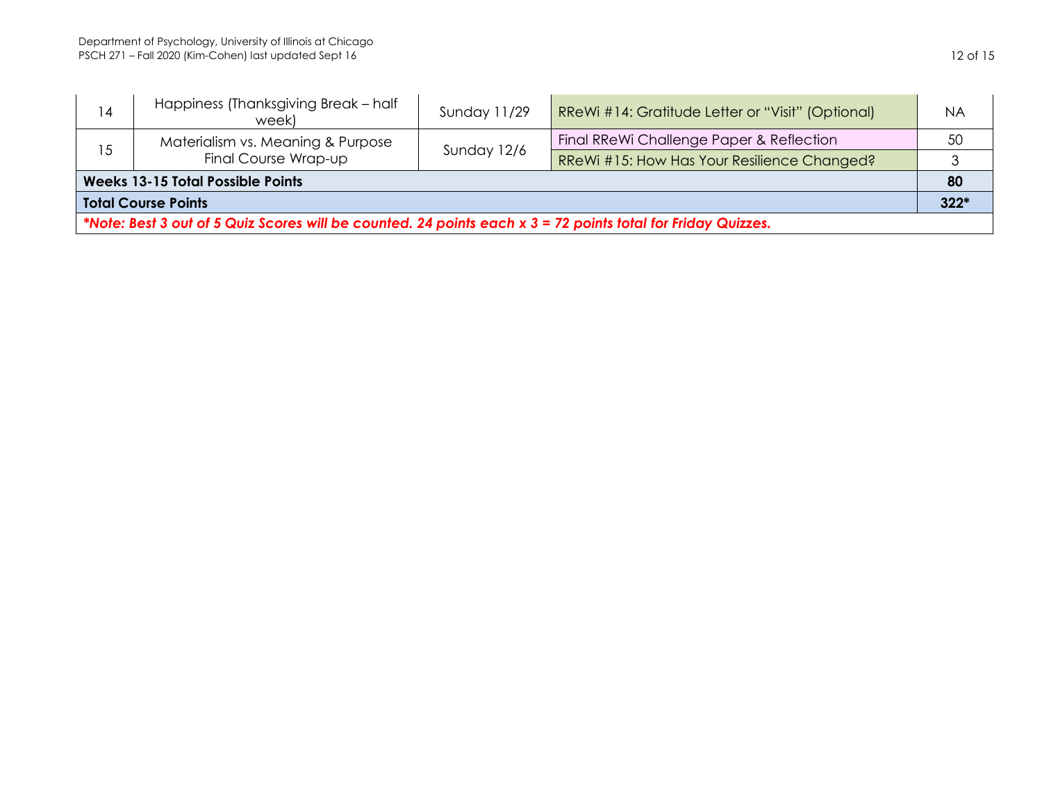| | | | | |
|---|---|---|---|---|
| 14 | Happiness (Thanksgiving Break – half week) | Sunday 11/29 | RReWi #14: Gratitude Letter or "Visit" (Optional) | NA |
| 15 | Materialism vs. Meaning & Purpose<br>Final Course Wrap-up | Sunday 12/6 | Final RReWi Challenge Paper & Reflection | 50 |
| | | | RReWi #15: How Has Your Resilience Changed? | 3 |
| **Weeks 13-15 Total Possible Points** | | | | **80** |
| **Total Course Points** | | | | **322*** |

***Note: Best 3 out of 5 Quiz Scores will be counted. 24 points each x 3 = 72 points total for Friday Quizzes.***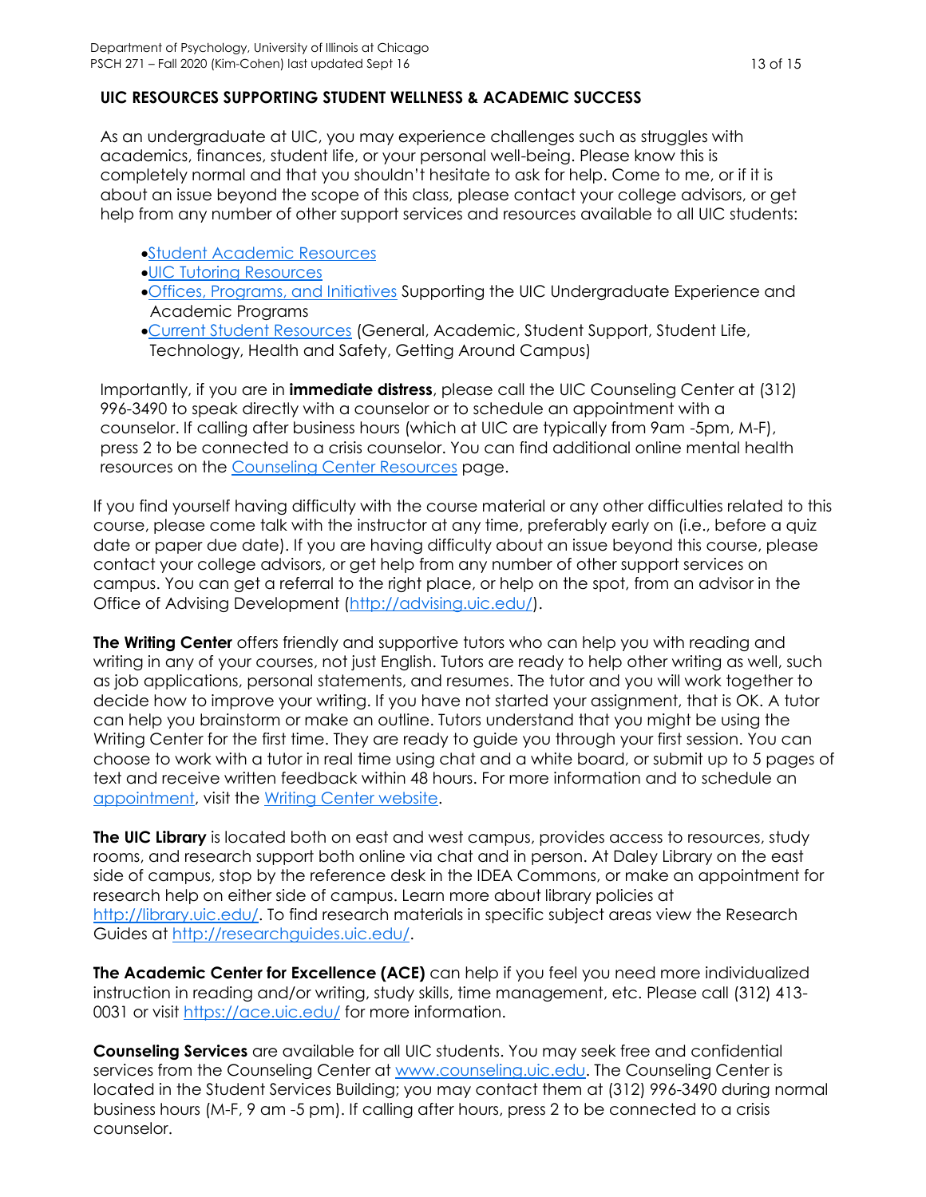## UIC RESOURCES SUPPORTING STUDENT WELLNESS & ACADEMIC SUCCESS

As an undergraduate at UIC, you may experience challenges such as struggles with academics, finances, student life, or your personal well-being. Please know this is completely normal and that you shouldn't hesitate to ask for help. Come to me, or if it is about an issue beyond the scope of this class, please contact your college advisors, or get help from any number of other support services and resources available to all UIC students:

- Student Academic Resources
- UIC Tutoring Resources
- Offices, Programs, and Initiatives Supporting the UIC Undergraduate Experience and Academic Programs
- Current Student Resources (General, Academic, Student Support, Student Life, Technology, Health and Safety, Getting Around Campus)

Importantly, if you are in **immediate distress**, please call the UIC Counseling Center at (312) 996-3490 to speak directly with a counselor or to schedule an appointment with a counselor. If calling after business hours (which at UIC are typically from 9am -5pm, M-F), press 2 to be connected to a crisis counselor. You can find additional online mental health resources on the Counseling Center Resources page.

If you find yourself having difficulty with the course material or any other difficulties related to this course, please come talk with the instructor at any time, preferably early on (i.e., before a quiz date or paper due date). If you are having difficulty about an issue beyond this course, please contact your college advisors, or get help from any number of other support services on campus. You can get a referral to the right place, or help on the spot, from an advisor in the Office of Advising Development (http://advising.uic.edu/).

**The Writing Center** offers friendly and supportive tutors who can help you with reading and writing in any of your courses, not just English. Tutors are ready to help other writing as well, such as job applications, personal statements, and resumes. The tutor and you will work together to decide how to improve your writing. If you have not started your assignment, that is OK. A tutor can help you brainstorm or make an outline. Tutors understand that you might be using the Writing Center for the first time. They are ready to guide you through your first session. You can choose to work with a tutor in real time using chat and a white board, or submit up to 5 pages of text and receive written feedback within 48 hours. For more information and to schedule an appointment, visit the Writing Center website.

**The UIC Library** is located both on east and west campus, provides access to resources, study rooms, and research support both online via chat and in person. At Daley Library on the east side of campus, stop by the reference desk in the IDEA Commons, or make an appointment for research help on either side of campus. Learn more about library policies at http://library.uic.edu/. To find research materials in specific subject areas view the Research Guides at http://researchguides.uic.edu/.

**The Academic Center for Excellence (ACE)** can help if you feel you need more individualized instruction in reading and/or writing, study skills, time management, etc. Please call (312) 413-0031 or visit https://ace.uic.edu/ for more information.

**Counseling Services** are available for all UIC students. You may seek free and confidential services from the Counseling Center at www.counseling.uic.edu. The Counseling Center is located in the Student Services Building; you may contact them at (312) 996-3490 during normal business hours (M-F, 9 am -5 pm). If calling after hours, press 2 to be connected to a crisis counselor.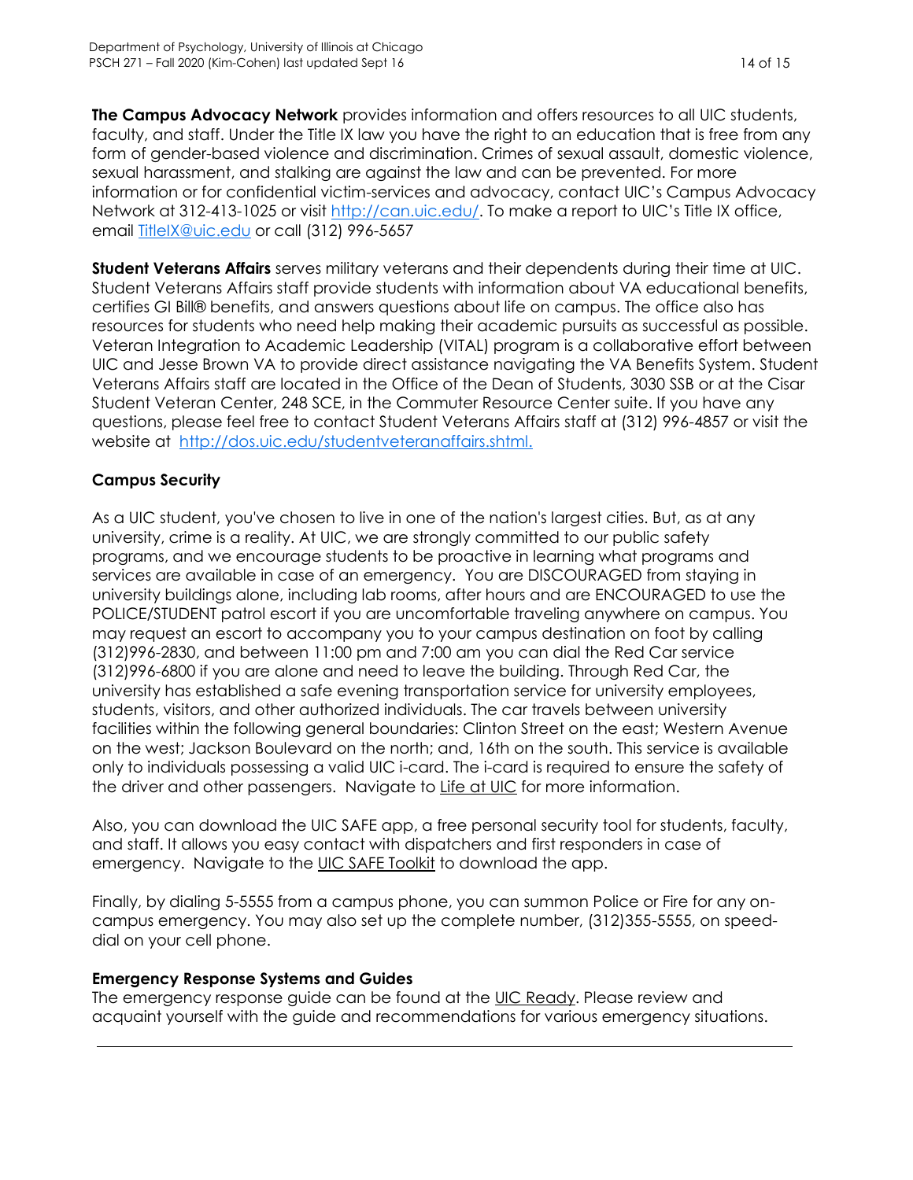**The Campus Advocacy Network** provides information and offers resources to all UIC students, faculty, and staff. Under the Title IX law you have the right to an education that is free from any form of gender-based violence and discrimination. Crimes of sexual assault, domestic violence, sexual harassment, and stalking are against the law and can be prevented. For more information or for confidential victim-services and advocacy, contact UIC's Campus Advocacy Network at 312-413-1025 or visit [http://can.uic.edu/](http://can.uic.edu/). To make a report to UIC's Title IX office, email [TitleIX@uic.edu](mailto:TitleIX@uic.edu) or call (312) 996-5657

**Student Veterans Affairs** serves military veterans and their dependents during their time at UIC. Student Veterans Affairs staff provide students with information about VA educational benefits, certifies GI Bill® benefits, and answers questions about life on campus. The office also has resources for students who need help making their academic pursuits as successful as possible. Veteran Integration to Academic Leadership (VITAL) program is a collaborative effort between UIC and Jesse Brown VA to provide direct assistance navigating the VA Benefits System. Student Veterans Affairs staff are located in the Office of the Dean of Students, 3030 SSB or at the Cisar Student Veteran Center, 248 SCE, in the Commuter Resource Center suite. If you have any questions, please feel free to contact Student Veterans Affairs staff at (312) 996-4857 or visit the website at [http://dos.uic.edu/studentveteranaffairs.shtml.](http://dos.uic.edu/studentveteranaffairs.shtml)

### Campus Security

As a UIC student, you've chosen to live in one of the nation's largest cities. But, as at any university, crime is a reality. At UIC, we are strongly committed to our public safety programs, and we encourage students to be proactive in learning what programs and services are available in case of an emergency. You are DISCOURAGED from staying in university buildings alone, including lab rooms, after hours and are ENCOURAGED to use the POLICE/STUDENT patrol escort if you are uncomfortable traveling anywhere on campus. You may request an escort to accompany you to your campus destination on foot by calling (312)996-2830, and between 11:00 pm and 7:00 am you can dial the Red Car service (312)996-6800 if you are alone and need to leave the building. Through Red Car, the university has established a safe evening transportation service for university employees, students, visitors, and other authorized individuals. The car travels between university facilities within the following general boundaries: Clinton Street on the east; Western Avenue on the west; Jackson Boulevard on the north; and, 16th on the south. This service is available only to individuals possessing a valid UIC i-card. The i-card is required to ensure the safety of the driver and other passengers. Navigate to Life at UIC for more information.

Also, you can download the UIC SAFE app, a free personal security tool for students, faculty, and staff. It allows you easy contact with dispatchers and first responders in case of emergency. Navigate to the UIC SAFE Toolkit to download the app.

Finally, by dialing 5-5555 from a campus phone, you can summon Police or Fire for any on-campus emergency. You may also set up the complete number, (312)355-5555, on speed-dial on your cell phone.

### Emergency Response Systems and Guides

The emergency response guide can be found at the UIC Ready. Please review and acquaint yourself with the guide and recommendations for various emergency situations.

---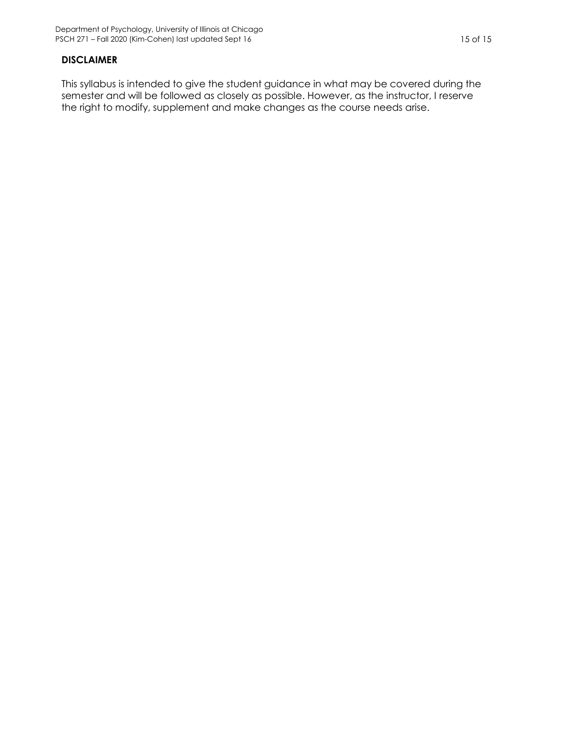**DISCLAIMER**

This syllabus is intended to give the student guidance in what may be covered during the semester and will be followed as closely as possible. However, as the instructor, I reserve the right to modify, supplement and make changes as the course needs arise.